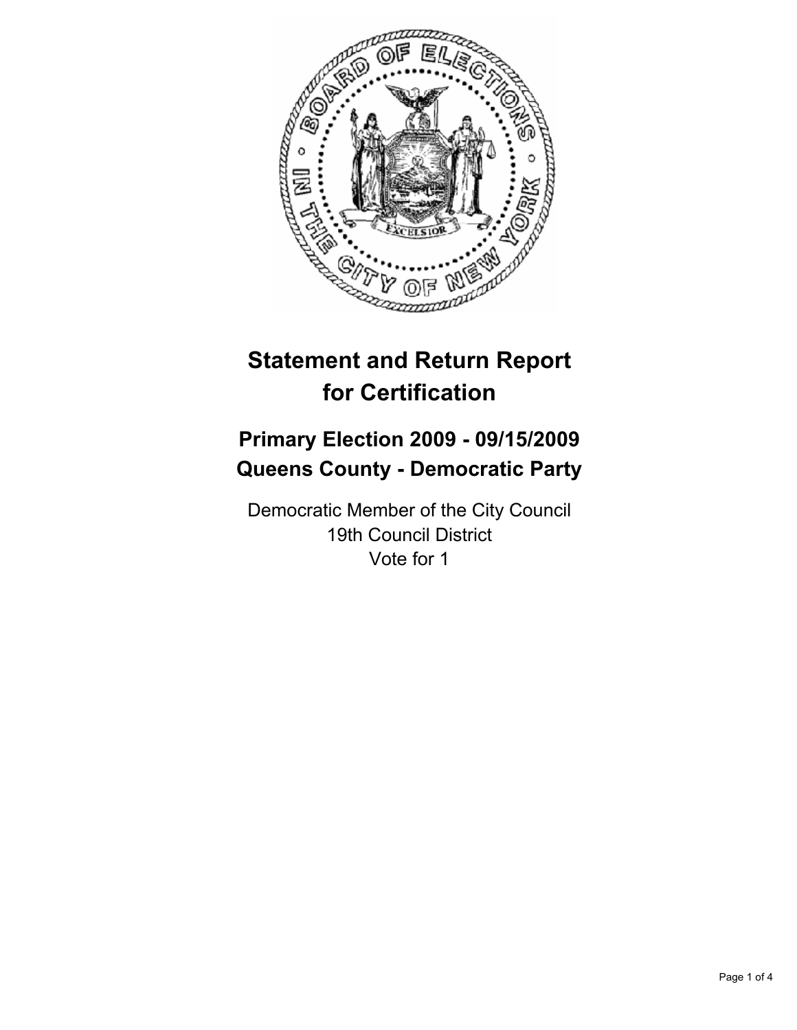# Statement and Return Report for Certification

## Primary Election 2009 - 09/15/2009
## Queens County - Democratic Party

Democratic Member of the City Council
19th Council District
Vote for 1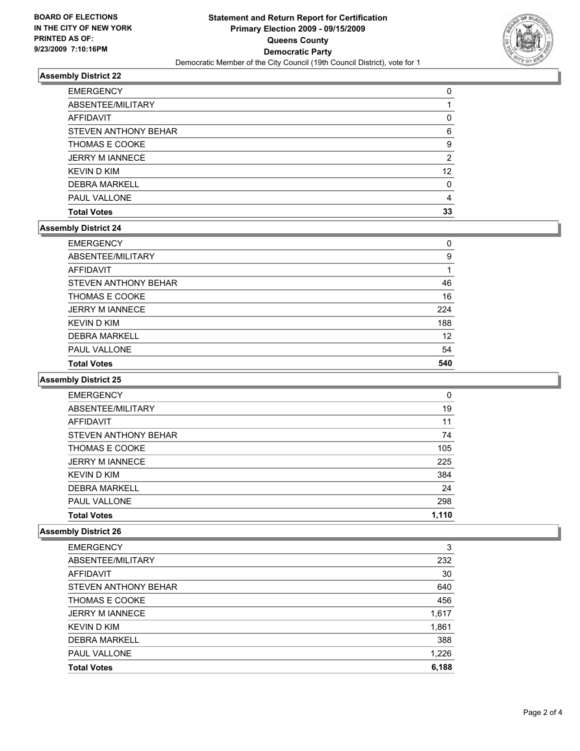BOARD OF ELECTIONS
IN THE CITY OF NEW YORK
PRINTED AS OF:
9/23/2009 7:10:16PM

# Statement and Return Report for Certification
## Primary Election 2009 - 09/15/2009
## Queens County
## Democratic Party
Democratic Member of the City Council (19th Council District), vote for 1

### Assembly District 22

| | |
|---|---|
| EMERGENCY | 0 |
| ABSENTEE/MILITARY | 1 |
| AFFIDAVIT | 0 |
| STEVEN ANTHONY BEHAR | 6 |
| THOMAS E COOKE | 9 |
| JERRY M IANNECE | 2 |
| KEVIN D KIM | 12 |
| DEBRA MARKELL | 0 |
| PAUL VALLONE | 4 |
| **Total Votes** | **33** |

### Assembly District 24

| | |
|---|---|
| EMERGENCY | 0 |
| ABSENTEE/MILITARY | 9 |
| AFFIDAVIT | 1 |
| STEVEN ANTHONY BEHAR | 46 |
| THOMAS E COOKE | 16 |
| JERRY M IANNECE | 224 |
| KEVIN D KIM | 188 |
| DEBRA MARKELL | 12 |
| PAUL VALLONE | 54 |
| **Total Votes** | **540** |

### Assembly District 25

| | |
|---|---|
| EMERGENCY | 0 |
| ABSENTEE/MILITARY | 19 |
| AFFIDAVIT | 11 |
| STEVEN ANTHONY BEHAR | 74 |
| THOMAS E COOKE | 105 |
| JERRY M IANNECE | 225 |
| KEVIN D KIM | 384 |
| DEBRA MARKELL | 24 |
| PAUL VALLONE | 298 |
| **Total Votes** | **1,110** |

### Assembly District 26

| | |
|---|---|
| EMERGENCY | 3 |
| ABSENTEE/MILITARY | 232 |
| AFFIDAVIT | 30 |
| STEVEN ANTHONY BEHAR | 640 |
| THOMAS E COOKE | 456 |
| JERRY M IANNECE | 1,617 |
| KEVIN D KIM | 1,861 |
| DEBRA MARKELL | 388 |
| PAUL VALLONE | 1,226 |
| **Total Votes** | **6,188** |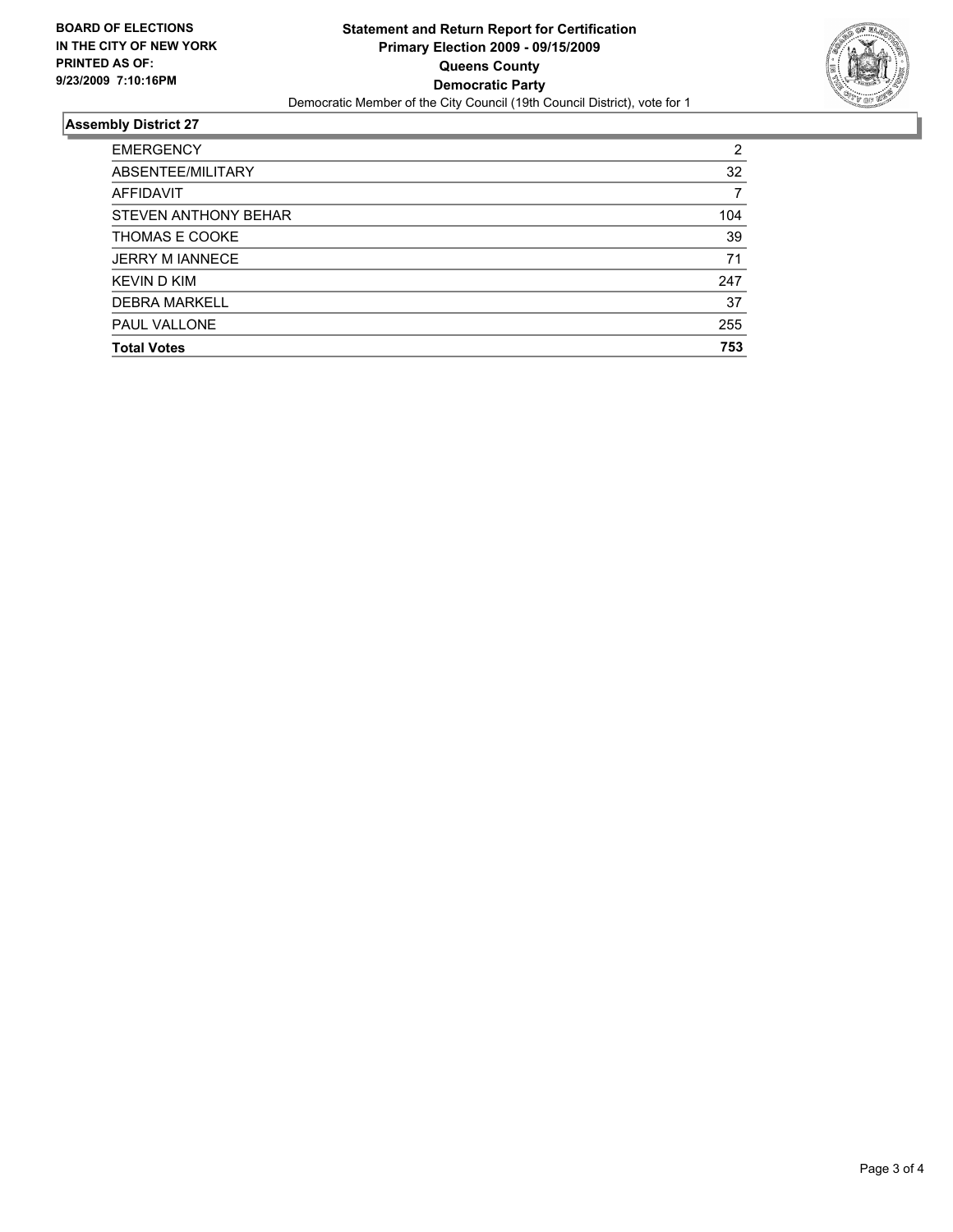**BOARD OF ELECTIONS IN THE CITY OF NEW YORK PRINTED AS OF: 9/23/2009 7:10:16PM**

**Statement and Return Report for Certification**
**Primary Election 2009 - 09/15/2009**
**Queens County**
**Democratic Party**
Democratic Member of the City Council (19th Council District), vote for 1

## Assembly District 27

| | |
|---|---|
| EMERGENCY | 2 |
| ABSENTEE/MILITARY | 32 |
| AFFIDAVIT | 7 |
| STEVEN ANTHONY BEHAR | 104 |
| THOMAS E COOKE | 39 |
| JERRY M IANNECE | 71 |
| KEVIN D KIM | 247 |
| DEBRA MARKELL | 37 |
| PAUL VALLONE | 255 |
| **Total Votes** | **753** |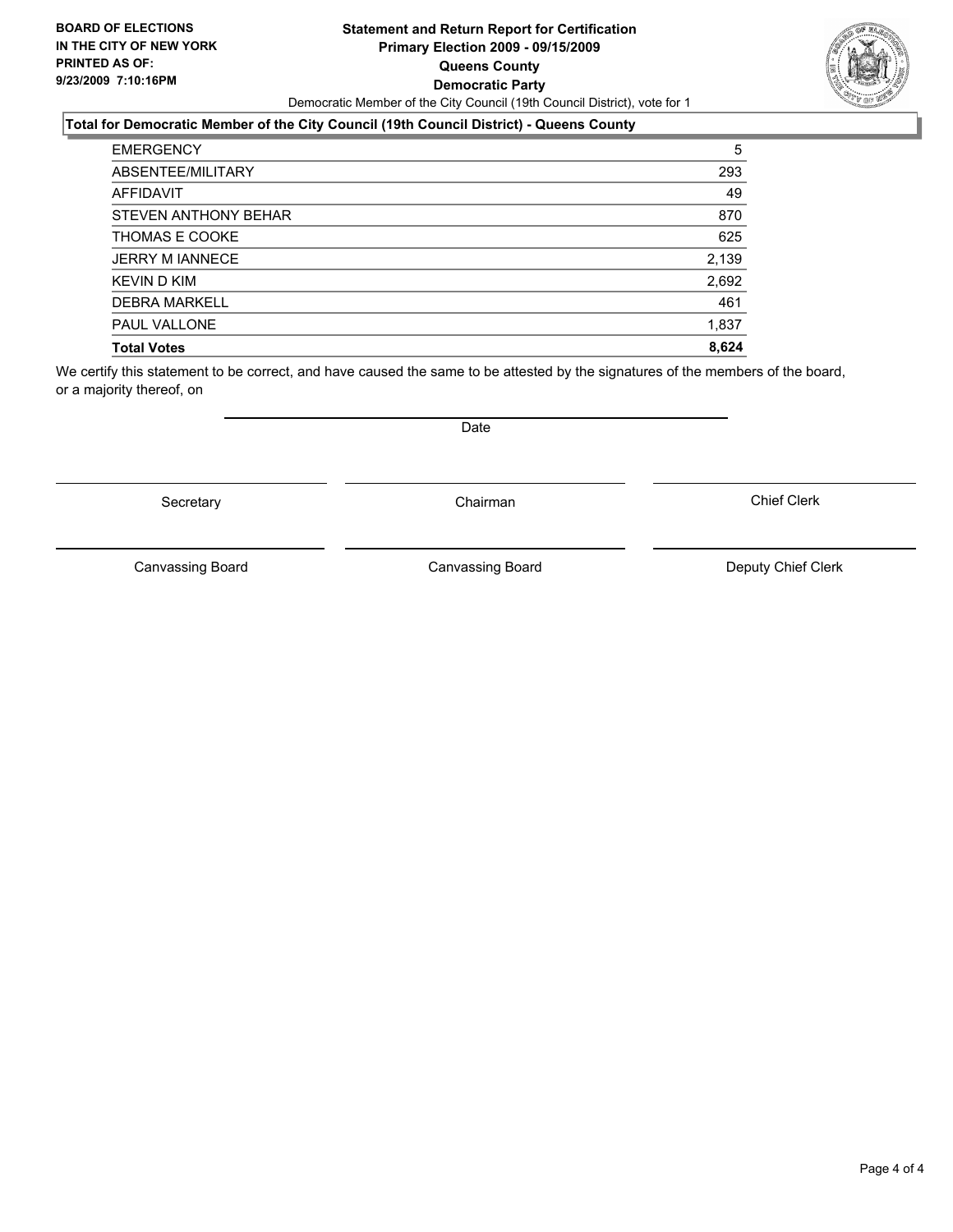**BOARD OF ELECTIONS IN THE CITY OF NEW YORK PRINTED AS OF: 9/23/2009 7:10:16PM**

# Statement and Return Report for Certification
## Primary Election 2009 - 09/15/2009
## Queens County
## Democratic Party

Democratic Member of the City Council (19th Council District), vote for 1

### Total for Democratic Member of the City Council (19th Council District) - Queens County

| | |
|---|---|
| EMERGENCY | 5 |
| ABSENTEE/MILITARY | 293 |
| AFFIDAVIT | 49 |
| STEVEN ANTHONY BEHAR | 870 |
| THOMAS E COOKE | 625 |
| JERRY M IANNECE | 2,139 |
| KEVIN D KIM | 2,692 |
| DEBRA MARKELL | 461 |
| PAUL VALLONE | 1,837 |
| **Total Votes** | **8,624** |

We certify this statement to be correct, and have caused the same to be attested by the signatures of the members of the board, or a majority thereof, on

Date

Secretary

Chairman

Chief Clerk

Canvassing Board

Canvassing Board

Deputy Chief Clerk